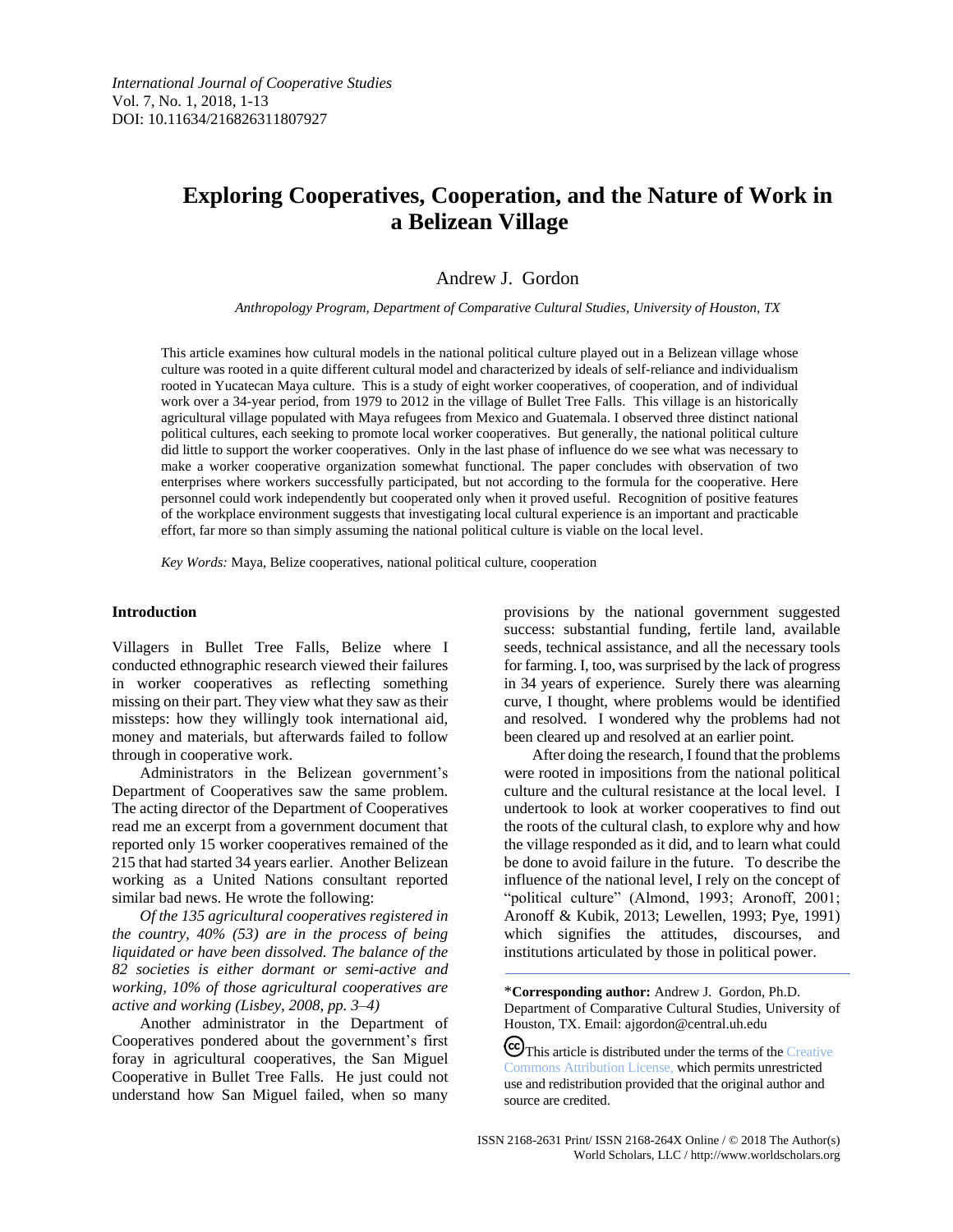# Exploring Cooperatives, Cooperation, and the Nature of Work in a Belizean Village

Andrew J. Gordon

*Anthropology Program, Department of Comparative Cultural Studies, University of Houston, TX*

This article examines how cultural models in the national political culture played out in a Belizean village whose culture was rooted in a quite different cultural model and characterized by ideals of self-reliance and individualism rooted in Yucatecan Maya culture. This is a study of eight worker cooperatives, of cooperation, and of individual work over a 34-year period, from 1979 to 2012 in the village of Bullet Tree Falls. This village is an historically agricultural village populated with Maya refugees from Mexico and Guatemala. I observed three distinct national political cultures, each seeking to promote local worker cooperatives. But generally, the national political culture did little to support the worker cooperatives. Only in the last phase of influence do we see what was necessary to make a worker cooperative organization somewhat functional. The paper concludes with observation of two enterprises where workers successfully participated, but not according to the formula for the cooperative. Here personnel could work independently but cooperated only when it proved useful. Recognition of positive features of the workplace environment suggests that investigating local cultural experience is an important and practicable effort, far more so than simply assuming the national political culture is viable on the local level.

*Key Words:* Maya, Belize cooperatives, national political culture, cooperation

## Introduction

Villagers in Bullet Tree Falls, Belize where I conducted ethnographic research viewed their failures in worker cooperatives as reflecting something missing on their part. They view what they saw as their missteps: how they willingly took international aid, money and materials, but afterwards failed to follow through in cooperative work.

Administrators in the Belizean government's Department of Cooperatives saw the same problem. The acting director of the Department of Cooperatives read me an excerpt from a government document that reported only 15 worker cooperatives remained of the 215 that had started 34 years earlier. Another Belizean working as a United Nations consultant reported similar bad news. He wrote the following:

*Of the 135 agricultural cooperatives registered in the country, 40% (53) are in the process of being liquidated or have been dissolved. The balance of the 82 societies is either dormant or semi-active and working, 10% of those agricultural cooperatives are active and working (Lisbey, 2008, pp. 3–4)*

Another administrator in the Department of Cooperatives pondered about the government's first foray in agricultural cooperatives, the San Miguel Cooperative in Bullet Tree Falls. He just could not understand how San Miguel failed, when so many provisions by the national government suggested success: substantial funding, fertile land, available seeds, technical assistance, and all the necessary tools for farming. I, too, was surprised by the lack of progress in 34 years of experience. Surely there was alearning curve, I thought, where problems would be identified and resolved. I wondered why the problems had not been cleared up and resolved at an earlier point.

After doing the research, I found that the problems were rooted in impositions from the national political culture and the cultural resistance at the local level. I undertook to look at worker cooperatives to find out the roots of the cultural clash, to explore why and how the village responded as it did, and to learn what could be done to avoid failure in the future. To describe the influence of the national level, I rely on the concept of "political culture" (Almond, 1993; Aronoff, 2001; Aronoff & Kubik, 2013; Lewellen, 1993; Pye, 1991) which signifies the attitudes, discourses, and institutions articulated by those in political power.

---

\***Corresponding author:** Andrew J. Gordon, Ph.D. Department of Comparative Cultural Studies, University of Houston, TX. Email: ajgordon@central.uh.edu

This article is distributed under the terms of the Creative Commons Attribution License, which permits unrestricted use and redistribution provided that the original author and source are credited.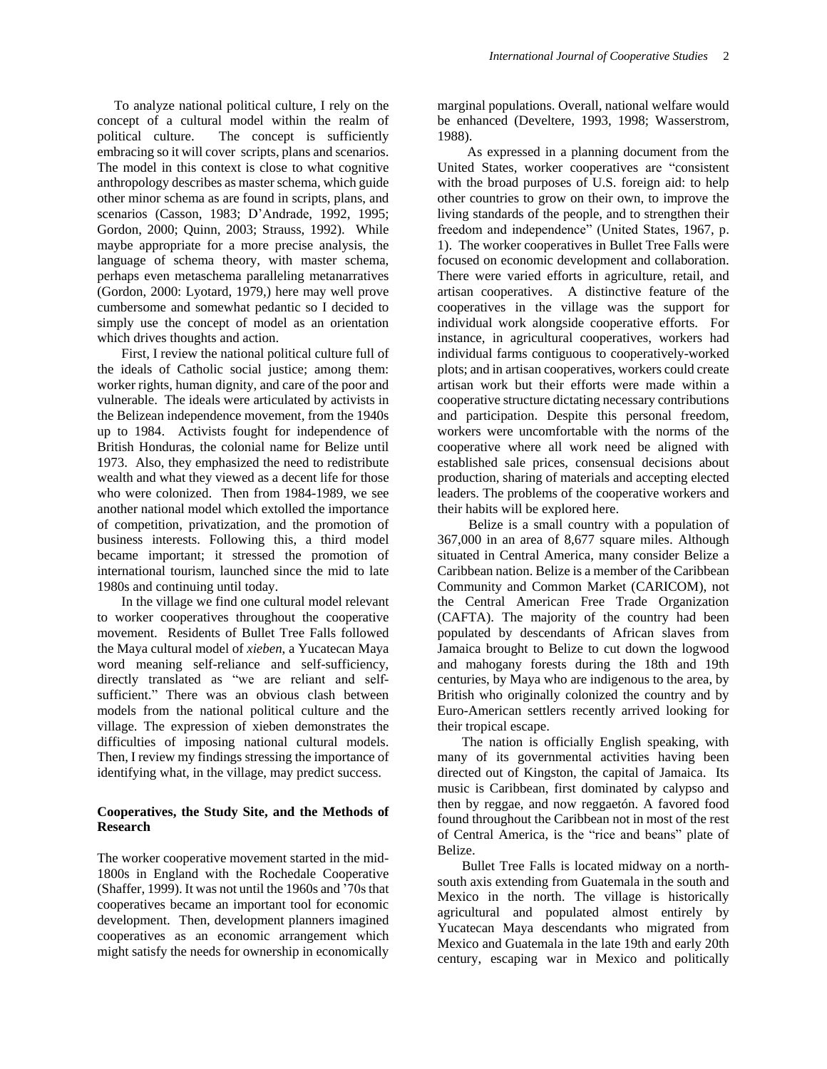To analyze national political culture, I rely on the concept of a cultural model within the realm of political culture. The concept is sufficiently embracing so it will cover scripts, plans and scenarios. The model in this context is close to what cognitive anthropology describes as master schema, which guide other minor schema as are found in scripts, plans, and scenarios (Casson, 1983; D'Andrade, 1992, 1995; Gordon, 2000; Quinn, 2003; Strauss, 1992). While maybe appropriate for a more precise analysis, the language of schema theory, with master schema, perhaps even metaschema paralleling metanarratives (Gordon, 2000: Lyotard, 1979,) here may well prove cumbersome and somewhat pedantic so I decided to simply use the concept of model as an orientation which drives thoughts and action.

First, I review the national political culture full of the ideals of Catholic social justice; among them: worker rights, human dignity, and care of the poor and vulnerable. The ideals were articulated by activists in the Belizean independence movement, from the 1940s up to 1984. Activists fought for independence of British Honduras, the colonial name for Belize until 1973. Also, they emphasized the need to redistribute wealth and what they viewed as a decent life for those who were colonized. Then from 1984-1989, we see another national model which extolled the importance of competition, privatization, and the promotion of business interests. Following this, a third model became important; it stressed the promotion of international tourism, launched since the mid to late 1980s and continuing until today.

In the village we find one cultural model relevant to worker cooperatives throughout the cooperative movement. Residents of Bullet Tree Falls followed the Maya cultural model of *xieben*, a Yucatecan Maya word meaning self-reliance and self-sufficiency, directly translated as "we are reliant and self-sufficient." There was an obvious clash between models from the national political culture and the village. The expression of xieben demonstrates the difficulties of imposing national cultural models. Then, I review my findings stressing the importance of identifying what, in the village, may predict success.

## Cooperatives, the Study Site, and the Methods of Research

The worker cooperative movement started in the mid-1800s in England with the Rochedale Cooperative (Shaffer, 1999). It was not until the 1960s and '70s that cooperatives became an important tool for economic development. Then, development planners imagined cooperatives as an economic arrangement which might satisfy the needs for ownership in economically marginal populations. Overall, national welfare would be enhanced (Develtere, 1993, 1998; Wasserstrom, 1988).

As expressed in a planning document from the United States, worker cooperatives are "consistent with the broad purposes of U.S. foreign aid: to help other countries to grow on their own, to improve the living standards of the people, and to strengthen their freedom and independence" (United States, 1967, p. 1). The worker cooperatives in Bullet Tree Falls were focused on economic development and collaboration. There were varied efforts in agriculture, retail, and artisan cooperatives. A distinctive feature of the cooperatives in the village was the support for individual work alongside cooperative efforts. For instance, in agricultural cooperatives, workers had individual farms contiguous to cooperatively-worked plots; and in artisan cooperatives, workers could create artisan work but their efforts were made within a cooperative structure dictating necessary contributions and participation. Despite this personal freedom, workers were uncomfortable with the norms of the cooperative where all work need be aligned with established sale prices, consensual decisions about production, sharing of materials and accepting elected leaders. The problems of the cooperative workers and their habits will be explored here.

Belize is a small country with a population of 367,000 in an area of 8,677 square miles. Although situated in Central America, many consider Belize a Caribbean nation. Belize is a member of the Caribbean Community and Common Market (CARICOM), not the Central American Free Trade Organization (CAFTA). The majority of the country had been populated by descendants of African slaves from Jamaica brought to Belize to cut down the logwood and mahogany forests during the 18th and 19th centuries, by Maya who are indigenous to the area, by British who originally colonized the country and by Euro-American settlers recently arrived looking for their tropical escape.

The nation is officially English speaking, with many of its governmental activities having been directed out of Kingston, the capital of Jamaica. Its music is Caribbean, first dominated by calypso and then by reggae, and now reggaetón. A favored food found throughout the Caribbean not in most of the rest of Central America, is the "rice and beans" plate of Belize.

Bullet Tree Falls is located midway on a north-south axis extending from Guatemala in the south and Mexico in the north. The village is historically agricultural and populated almost entirely by Yucatecan Maya descendants who migrated from Mexico and Guatemala in the late 19th and early 20th century, escaping war in Mexico and politically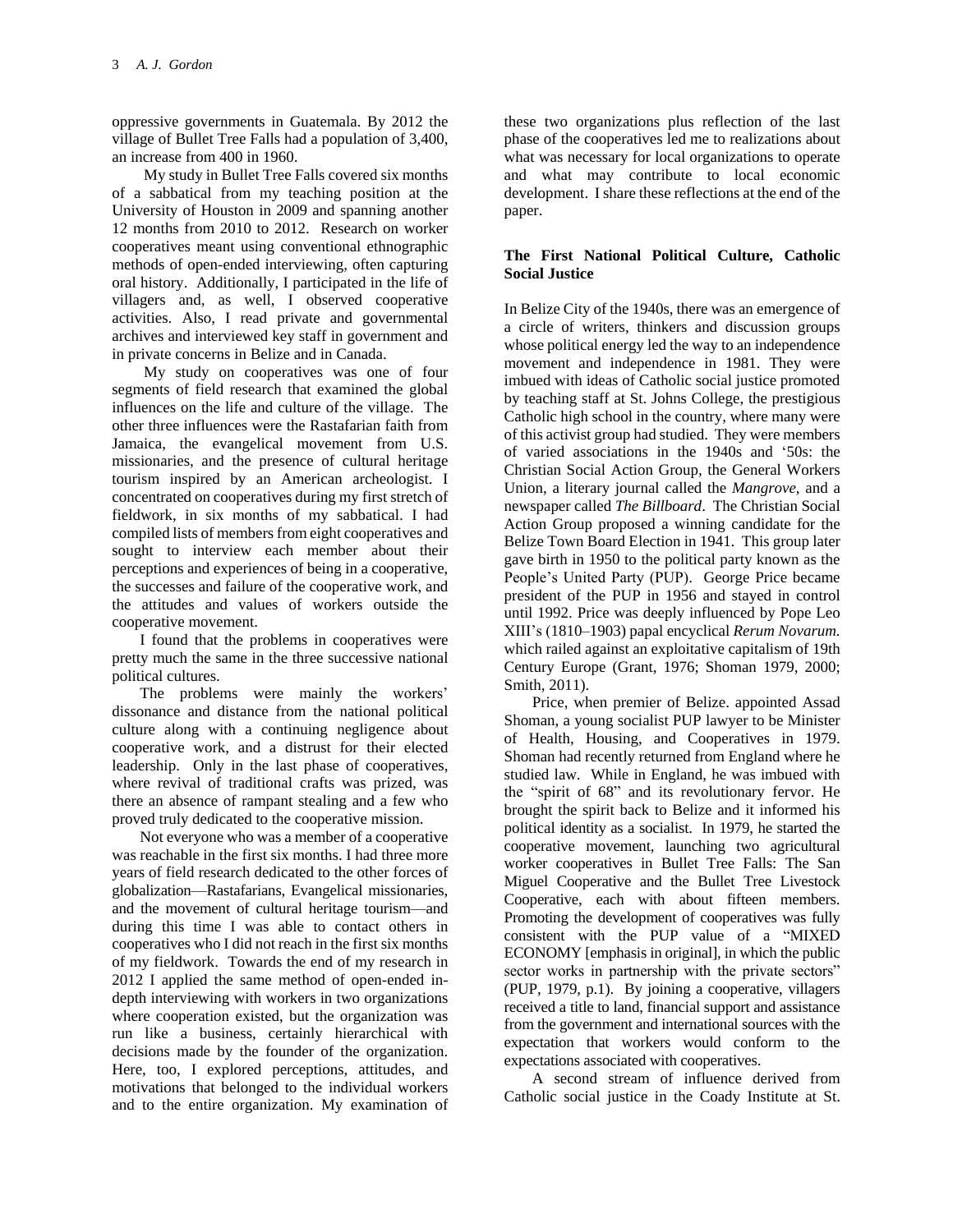oppressive governments in Guatemala. By 2012 the village of Bullet Tree Falls had a population of 3,400, an increase from 400 in 1960.

My study in Bullet Tree Falls covered six months of a sabbatical from my teaching position at the University of Houston in 2009 and spanning another 12 months from 2010 to 2012. Research on worker cooperatives meant using conventional ethnographic methods of open-ended interviewing, often capturing oral history. Additionally, I participated in the life of villagers and, as well, I observed cooperative activities. Also, I read private and governmental archives and interviewed key staff in government and in private concerns in Belize and in Canada.

My study on cooperatives was one of four segments of field research that examined the global influences on the life and culture of the village. The other three influences were the Rastafarian faith from Jamaica, the evangelical movement from U.S. missionaries, and the presence of cultural heritage tourism inspired by an American archeologist. I concentrated on cooperatives during my first stretch of fieldwork, in six months of my sabbatical. I had compiled lists of members from eight cooperatives and sought to interview each member about their perceptions and experiences of being in a cooperative, the successes and failure of the cooperative work, and the attitudes and values of workers outside the cooperative movement.

I found that the problems in cooperatives were pretty much the same in the three successive national political cultures.

The problems were mainly the workers' dissonance and distance from the national political culture along with a continuing negligence about cooperative work, and a distrust for their elected leadership. Only in the last phase of cooperatives, where revival of traditional crafts was prized, was there an absence of rampant stealing and a few who proved truly dedicated to the cooperative mission.

Not everyone who was a member of a cooperative was reachable in the first six months. I had three more years of field research dedicated to the other forces of globalization—Rastafarians, Evangelical missionaries, and the movement of cultural heritage tourism—and during this time I was able to contact others in cooperatives who I did not reach in the first six months of my fieldwork. Towards the end of my research in 2012 I applied the same method of open-ended in-depth interviewing with workers in two organizations where cooperation existed, but the organization was run like a business, certainly hierarchical with decisions made by the founder of the organization. Here, too, I explored perceptions, attitudes, and motivations that belonged to the individual workers and to the entire organization. My examination of these two organizations plus reflection of the last phase of the cooperatives led me to realizations about what was necessary for local organizations to operate and what may contribute to local economic development. I share these reflections at the end of the paper.

## The First National Political Culture, Catholic Social Justice

In Belize City of the 1940s, there was an emergence of a circle of writers, thinkers and discussion groups whose political energy led the way to an independence movement and independence in 1981. They were imbued with ideas of Catholic social justice promoted by teaching staff at St. Johns College, the prestigious Catholic high school in the country, where many were of this activist group had studied. They were members of varied associations in the 1940s and '50s: the Christian Social Action Group, the General Workers Union, a literary journal called the *Mangrove*, and a newspaper called *The Billboard*. The Christian Social Action Group proposed a winning candidate for the Belize Town Board Election in 1941. This group later gave birth in 1950 to the political party known as the People's United Party (PUP). George Price became president of the PUP in 1956 and stayed in control until 1992. Price was deeply influenced by Pope Leo XIII's (1810–1903) papal encyclical *Rerum Novarum.* which railed against an exploitative capitalism of 19th Century Europe (Grant, 1976; Shoman 1979, 2000; Smith, 2011).

Price, when premier of Belize. appointed Assad Shoman, a young socialist PUP lawyer to be Minister of Health, Housing, and Cooperatives in 1979. Shoman had recently returned from England where he studied law. While in England, he was imbued with the "spirit of 68" and its revolutionary fervor. He brought the spirit back to Belize and it informed his political identity as a socialist. In 1979, he started the cooperative movement, launching two agricultural worker cooperatives in Bullet Tree Falls: The San Miguel Cooperative and the Bullet Tree Livestock Cooperative, each with about fifteen members. Promoting the development of cooperatives was fully consistent with the PUP value of a "MIXED ECONOMY [emphasis in original], in which the public sector works in partnership with the private sectors" (PUP, 1979, p.1). By joining a cooperative, villagers received a title to land, financial support and assistance from the government and international sources with the expectation that workers would conform to the expectations associated with cooperatives.

A second stream of influence derived from Catholic social justice in the Coady Institute at St.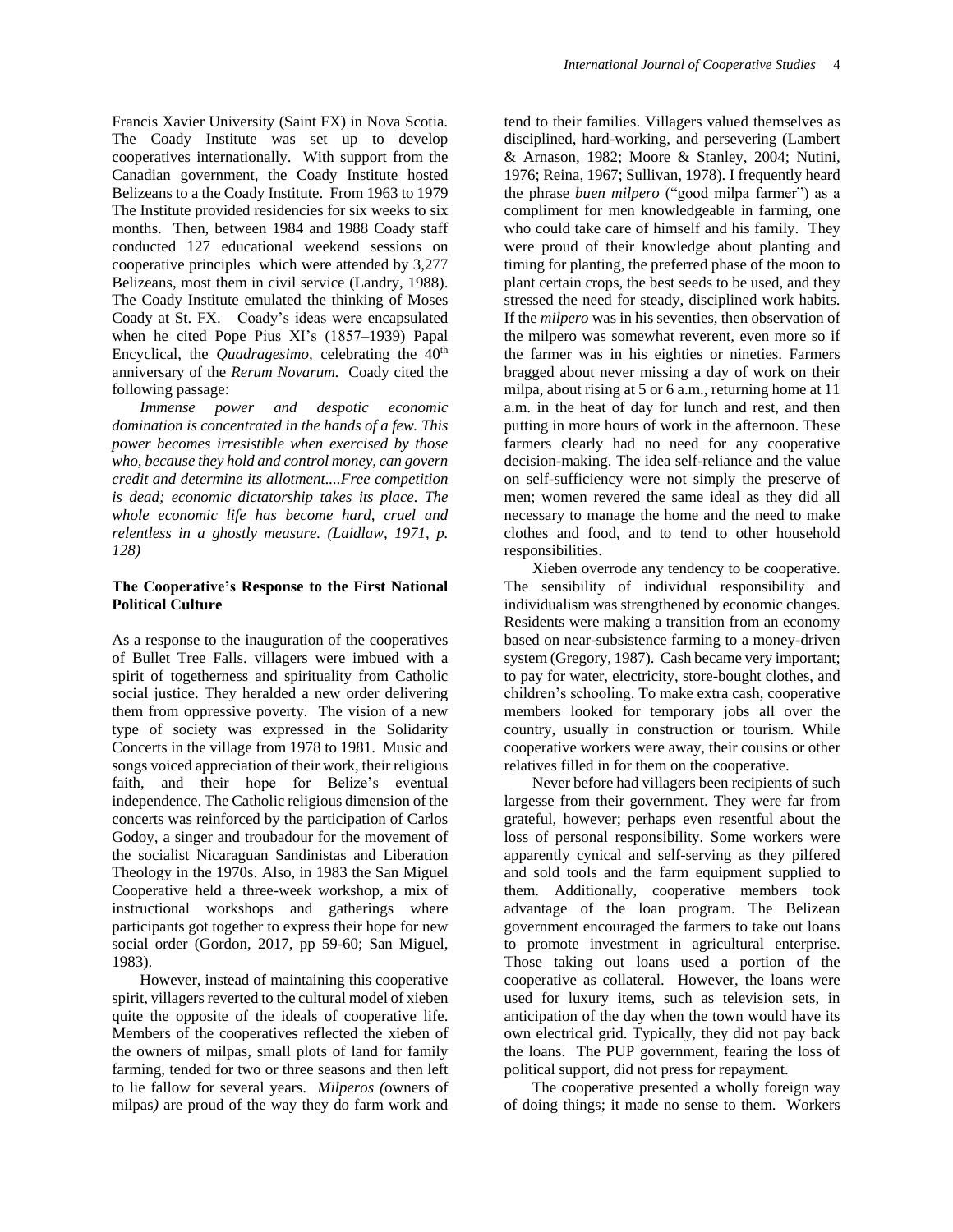Francis Xavier University (Saint FX) in Nova Scotia. The Coady Institute was set up to develop cooperatives internationally. With support from the Canadian government, the Coady Institute hosted Belizeans to a the Coady Institute. From 1963 to 1979 The Institute provided residencies for six weeks to six months. Then, between 1984 and 1988 Coady staff conducted 127 educational weekend sessions on cooperative principles which were attended by 3,277 Belizeans, most them in civil service (Landry, 1988). The Coady Institute emulated the thinking of Moses Coady at St. FX. Coady's ideas were encapsulated when he cited Pope Pius XI's (1857–1939) Papal Encyclical, the *Quadragesimo*, celebrating the 40th anniversary of the *Rerum Novarum.* Coady cited the following passage:

*Immense power and despotic economic domination is concentrated in the hands of a few. This power becomes irresistible when exercised by those who, because they hold and control money, can govern credit and determine its allotment....Free competition is dead; economic dictatorship takes its place. The whole economic life has become hard, cruel and relentless in a ghostly measure. (Laidlaw, 1971, p. 128)*

### The Cooperative's Response to the First National Political Culture

As a response to the inauguration of the cooperatives of Bullet Tree Falls. villagers were imbued with a spirit of togetherness and spirituality from Catholic social justice. They heralded a new order delivering them from oppressive poverty. The vision of a new type of society was expressed in the Solidarity Concerts in the village from 1978 to 1981. Music and songs voiced appreciation of their work, their religious faith, and their hope for Belize's eventual independence. The Catholic religious dimension of the concerts was reinforced by the participation of Carlos Godoy, a singer and troubadour for the movement of the socialist Nicaraguan Sandinistas and Liberation Theology in the 1970s. Also, in 1983 the San Miguel Cooperative held a three-week workshop, a mix of instructional workshops and gatherings where participants got together to express their hope for new social order (Gordon, 2017, pp 59-60; San Miguel, 1983).

However, instead of maintaining this cooperative spirit, villagers reverted to the cultural model of xieben quite the opposite of the ideals of cooperative life. Members of the cooperatives reflected the xieben of the owners of milpas, small plots of land for family farming, tended for two or three seasons and then left to lie fallow for several years. *Milperos (*owners of milpas*)* are proud of the way they do farm work and tend to their families. Villagers valued themselves as disciplined, hard-working, and persevering (Lambert & Arnason, 1982; Moore & Stanley, 2004; Nutini, 1976; Reina, 1967; Sullivan, 1978). I frequently heard the phrase *buen milpero* ("good milpa farmer") as a compliment for men knowledgeable in farming, one who could take care of himself and his family. They were proud of their knowledge about planting and timing for planting, the preferred phase of the moon to plant certain crops, the best seeds to be used, and they stressed the need for steady, disciplined work habits. If the *milpero* was in his seventies, then observation of the milpero was somewhat reverent, even more so if the farmer was in his eighties or nineties. Farmers bragged about never missing a day of work on their milpa, about rising at 5 or 6 a.m., returning home at 11 a.m. in the heat of day for lunch and rest, and then putting in more hours of work in the afternoon. These farmers clearly had no need for any cooperative decision-making. The idea self-reliance and the value on self-sufficiency were not simply the preserve of men; women revered the same ideal as they did all necessary to manage the home and the need to make clothes and food, and to tend to other household responsibilities.

Xieben overrode any tendency to be cooperative. The sensibility of individual responsibility and individualism was strengthened by economic changes. Residents were making a transition from an economy based on near-subsistence farming to a money-driven system (Gregory, 1987). Cash became very important; to pay for water, electricity, store-bought clothes, and children's schooling. To make extra cash, cooperative members looked for temporary jobs all over the country, usually in construction or tourism. While cooperative workers were away, their cousins or other relatives filled in for them on the cooperative.

Never before had villagers been recipients of such largesse from their government. They were far from grateful, however; perhaps even resentful about the loss of personal responsibility. Some workers were apparently cynical and self-serving as they pilfered and sold tools and the farm equipment supplied to them. Additionally, cooperative members took advantage of the loan program. The Belizean government encouraged the farmers to take out loans to promote investment in agricultural enterprise. Those taking out loans used a portion of the cooperative as collateral. However, the loans were used for luxury items, such as television sets, in anticipation of the day when the town would have its own electrical grid. Typically, they did not pay back the loans. The PUP government, fearing the loss of political support, did not press for repayment.

The cooperative presented a wholly foreign way of doing things; it made no sense to them. Workers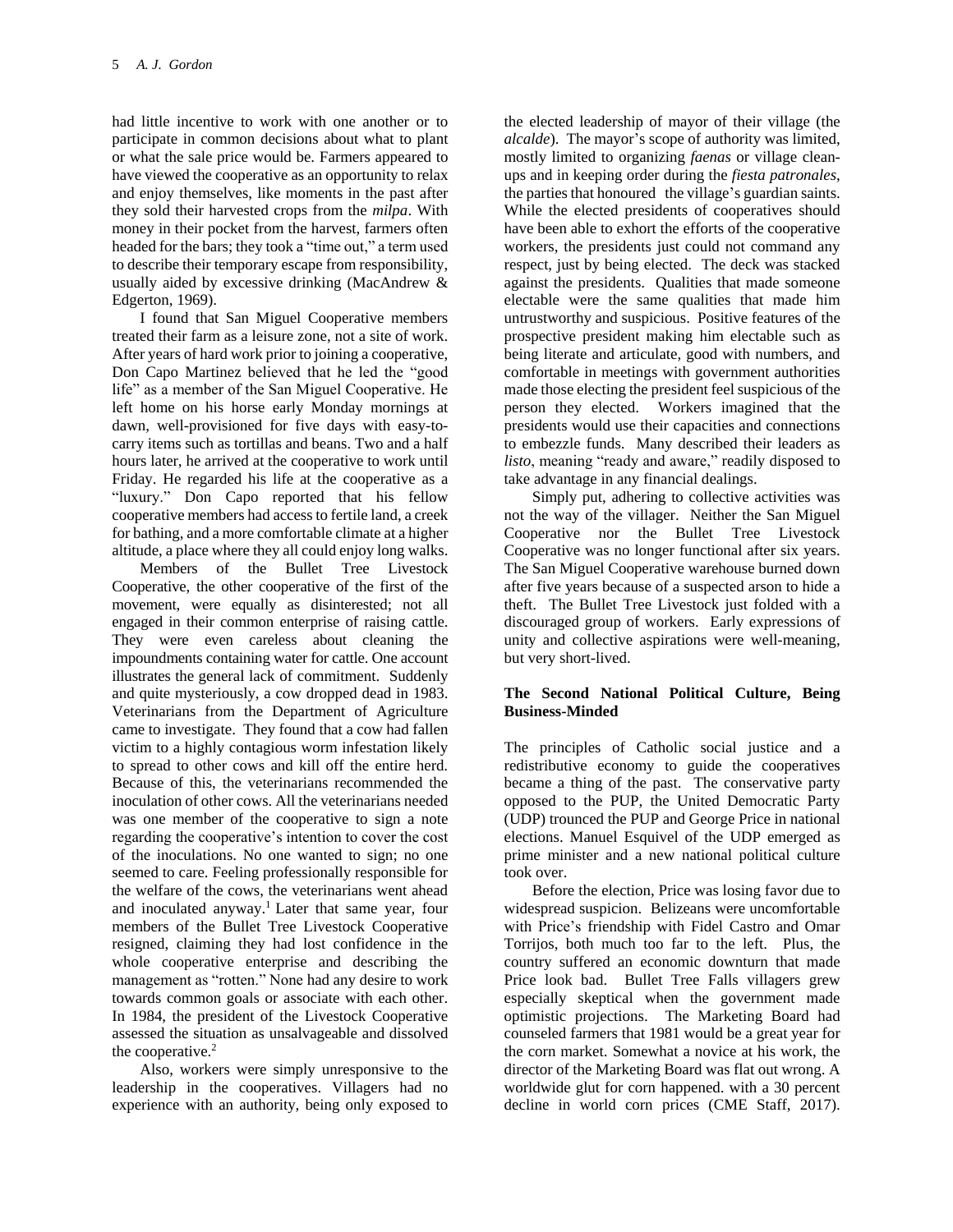had little incentive to work with one another or to participate in common decisions about what to plant or what the sale price would be. Farmers appeared to have viewed the cooperative as an opportunity to relax and enjoy themselves, like moments in the past after they sold their harvested crops from the *milpa*. With money in their pocket from the harvest, farmers often headed for the bars; they took a "time out," a term used to describe their temporary escape from responsibility, usually aided by excessive drinking (MacAndrew & Edgerton, 1969).

I found that San Miguel Cooperative members treated their farm as a leisure zone, not a site of work. After years of hard work prior to joining a cooperative, Don Capo Martinez believed that he led the "good life" as a member of the San Miguel Cooperative. He left home on his horse early Monday mornings at dawn, well-provisioned for five days with easy-to-carry items such as tortillas and beans. Two and a half hours later, he arrived at the cooperative to work until Friday. He regarded his life at the cooperative as a "luxury." Don Capo reported that his fellow cooperative members had access to fertile land, a creek for bathing, and a more comfortable climate at a higher altitude, a place where they all could enjoy long walks.

Members of the Bullet Tree Livestock Cooperative, the other cooperative of the first of the movement, were equally as disinterested; not all engaged in their common enterprise of raising cattle. They were even careless about cleaning the impoundments containing water for cattle. One account illustrates the general lack of commitment. Suddenly and quite mysteriously, a cow dropped dead in 1983. Veterinarians from the Department of Agriculture came to investigate. They found that a cow had fallen victim to a highly contagious worm infestation likely to spread to other cows and kill off the entire herd. Because of this, the veterinarians recommended the inoculation of other cows. All the veterinarians needed was one member of the cooperative to sign a note regarding the cooperative's intention to cover the cost of the inoculations. No one wanted to sign; no one seemed to care. Feeling professionally responsible for the welfare of the cows, the veterinarians went ahead and inoculated anyway.[1] Later that same year, four members of the Bullet Tree Livestock Cooperative resigned, claiming that they had lost confidence in the whole cooperative enterprise and describing the management as "rotten." None had any desire to work towards common goals or associate with each other. In 1984, the president of the Livestock Cooperative assessed the situation as unsalvageable and dissolved the cooperative.[2]

Also, workers were simply unresponsive to the leadership in the cooperatives. Villagers had no experience with an authority, being only exposed to the elected leadership of mayor of their village (the *alcalde*). The mayor's scope of authority was limited, mostly limited to organizing *faenas* or village clean-ups and in keeping order during the *fiesta patronales*, the parties that honoured the village's guardian saints. While the elected presidents of cooperatives should have been able to exhort the efforts of the cooperative workers, the presidents just could not command any respect, just by being elected. The deck was stacked against the presidents. Qualities that made someone electable were the same qualities that made him untrustworthy and suspicious. Positive features of the prospective president making him electable such as being literate and articulate, good with numbers, and comfortable in meetings with government authorities made those electing the president feel suspicious of the person they elected. Workers imagined that the presidents would use their capacities and connections to embezzle funds. Many described their leaders as *listo*, meaning "ready and aware," readily disposed to take advantage in any financial dealings.

Simply put, adhering to collective activities was not the way of the villager. Neither the San Miguel Cooperative nor the Bullet Tree Livestock Cooperative was no longer functional after six years. The San Miguel Cooperative warehouse burned down after five years because of a suspected arson to hide a theft. The Bullet Tree Livestock just folded with a discouraged group of workers. Early expressions of unity and collective aspirations were well-meaning, but very short-lived.

### The Second National Political Culture, Being Business-Minded

The principles of Catholic social justice and a redistributive economy to guide the cooperatives became a thing of the past. The conservative party opposed to the PUP, the United Democratic Party (UDP) trounced the PUP and George Price in national elections. Manuel Esquivel of the UDP emerged as prime minister and a new national political culture took over.

Before the election, Price was losing favor due to widespread suspicion. Belizeans were uncomfortable with Price's friendship with Fidel Castro and Omar Torrijos, both much too far to the left. Plus, the country suffered an economic downturn that made Price look bad. Bullet Tree Falls villagers grew especially skeptical when the government made optimistic projections. The Marketing Board had counseled farmers that 1981 would be a great year for the corn market. Somewhat a novice at his work, the director of the Marketing Board was flat out wrong. A worldwide glut for corn happened. with a 30 percent decline in world corn prices (CME Staff, 2017).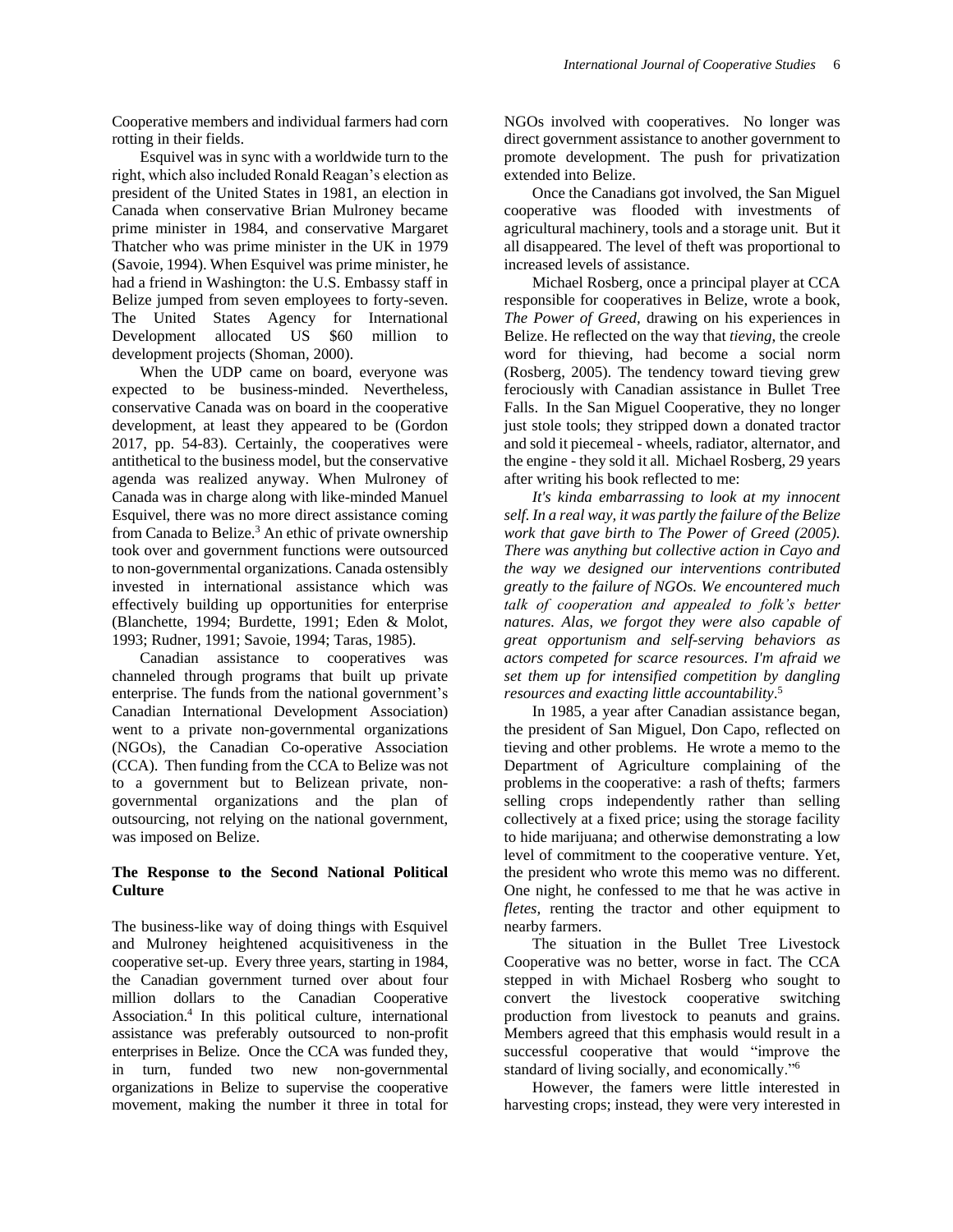Cooperative members and individual farmers had corn rotting in their fields.

Esquivel was in sync with a worldwide turn to the right, which also included Ronald Reagan's election as president of the United States in 1981, an election in Canada when conservative Brian Mulroney became prime minister in 1984, and conservative Margaret Thatcher who was prime minister in the UK in 1979 (Savoie, 1994). When Esquivel was prime minister, he had a friend in Washington: the U.S. Embassy staff in Belize jumped from seven employees to forty-seven. The United States Agency for International Development allocated US $60 million to development projects (Shoman, 2000).

When the UDP came on board, everyone was expected to be business-minded. Nevertheless, conservative Canada was on board in the cooperative development, at least they appeared to be (Gordon 2017, pp. 54-83). Certainly, the cooperatives were antithetical to the business model, but the conservative agenda was realized anyway. When Mulroney of Canada was in charge along with like-minded Manuel Esquivel, there was no more direct assistance coming from Canada to Belize.[3] An ethic of private ownership took over and government functions were outsourced to non-governmental organizations. Canada ostensibly invested in international assistance which was effectively building up opportunities for enterprise (Blanchette, 1994; Burdette, 1991; Eden & Molot, 1993; Rudner, 1991; Savoie, 1994; Taras, 1985).

Canadian assistance to cooperatives was channeled through programs that built up private enterprise. The funds from the national government's Canadian International Development Association) went to a private non-governmental organizations (NGOs), the Canadian Co-operative Association (CCA). Then funding from the CCA to Belize was not to a government but to Belizean private, non-governmental organizations and the plan of outsourcing, not relying on the national government, was imposed on Belize.

**The Response to the Second National Political Culture**

The business-like way of doing things with Esquivel and Mulroney heightened acquisitiveness in the cooperative set-up. Every three years, starting in 1984, the Canadian government turned over about four million dollars to the Canadian Cooperative Association.[4] In this political culture, international assistance was preferably outsourced to non-profit enterprises in Belize. Once the CCA was funded they, in turn, funded two new non-governmental organizations in Belize to supervise the cooperative movement, making the number it three in total for NGOs involved with cooperatives. No longer was direct government assistance to another government to promote development. The push for privatization extended into Belize.

Once the Canadians got involved, the San Miguel cooperative was flooded with investments of agricultural machinery, tools and a storage unit. But it all disappeared. The level of theft was proportional to increased levels of assistance.

Michael Rosberg, once a principal player at CCA responsible for cooperatives in Belize, wrote a book, *The Power of Greed*, drawing on his experiences in Belize. He reflected on the way that *tieving*, the creole word for thieving, had become a social norm (Rosberg, 2005). The tendency toward tieving grew ferociously with Canadian assistance in Bullet Tree Falls. In the San Miguel Cooperative, they no longer just stole tools; they stripped down a donated tractor and sold it piecemeal - wheels, radiator, alternator, and the engine - they sold it all. Michael Rosberg, 29 years after writing his book reflected to me:

*It's kinda embarrassing to look at my innocent self. In a real way, it was partly the failure of the Belize work that gave birth to The Power of Greed (2005). There was anything but collective action in Cayo and the way we designed our interventions contributed greatly to the failure of NGOs. We encountered much talk of cooperation and appealed to folk's better natures. Alas, we forgot they were also capable of great opportunism and self-serving behaviors as actors competed for scarce resources. I'm afraid we set them up for intensified competition by dangling resources and exacting little accountability*.[5]

In 1985, a year after Canadian assistance began, the president of San Miguel, Don Capo, reflected on tieving and other problems. He wrote a memo to the Department of Agriculture complaining of the problems in the cooperative: a rash of thefts; farmers selling crops independently rather than selling collectively at a fixed price; using the storage facility to hide marijuana; and otherwise demonstrating a low level of commitment to the cooperative venture. Yet, the president who wrote this memo was no different. One night, he confessed to me that he was active in *fletes,* renting the tractor and other equipment to nearby farmers.

The situation in the Bullet Tree Livestock Cooperative was no better, worse in fact. The CCA stepped in with Michael Rosberg who sought to convert the livestock cooperative switching production from livestock to peanuts and grains. Members agreed that this emphasis would result in a successful cooperative that would "improve the standard of living socially, and economically."[6]

However, the famers were little interested in harvesting crops; instead, they were very interested in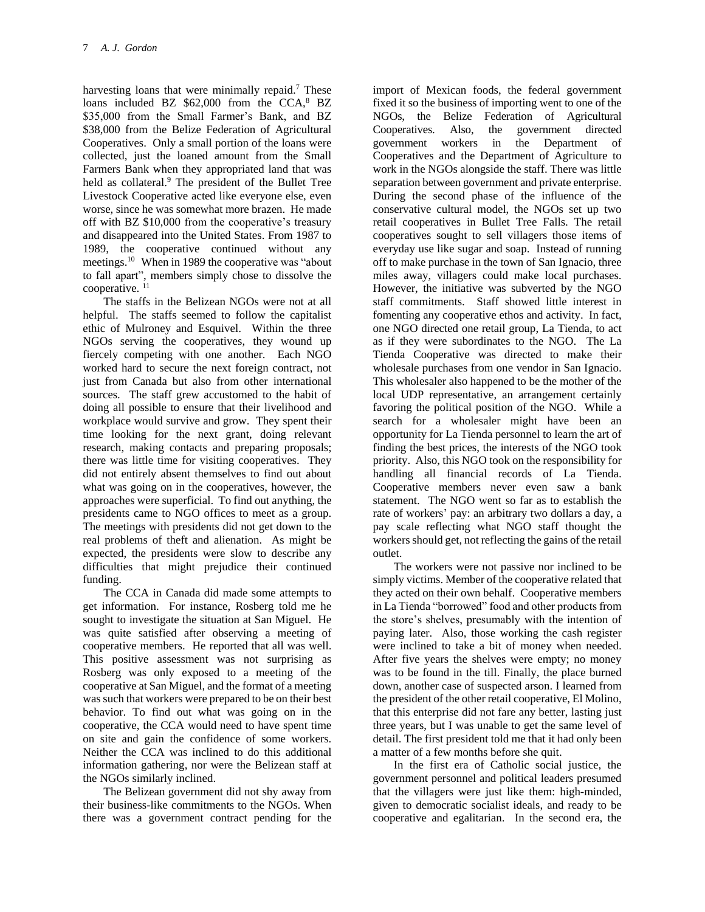harvesting loans that were minimally repaid.[7] These loans included BZ $62,000 from the CCA,[8] BZ $35,000 from the Small Farmer's Bank, and BZ $38,000 from the Belize Federation of Agricultural Cooperatives. Only a small portion of the loans were collected, just the loaned amount from the Small Farmers Bank when they appropriated land that was held as collateral.[9] The president of the Bullet Tree Livestock Cooperative acted like everyone else, even worse, since he was somewhat more brazen. He made off with BZ $10,000 from the cooperative's treasury and disappeared into the United States. From 1987 to 1989, the cooperative continued without any meetings.[10] When in 1989 the cooperative was "about to fall apart", members simply chose to dissolve the cooperative.[11]

The staffs in the Belizean NGOs were not at all helpful. The staffs seemed to follow the capitalist ethic of Mulroney and Esquivel. Within the three NGOs serving the cooperatives, they wound up fiercely competing with one another. Each NGO worked hard to secure the next foreign contract, not just from Canada but also from other international sources. The staff grew accustomed to the habit of doing all possible to ensure that their livelihood and workplace would survive and grow. They spent their time looking for the next grant, doing relevant research, making contacts and preparing proposals; there was little time for visiting cooperatives. They did not entirely absent themselves to find out about what was going on in the cooperatives, however, the approaches were superficial. To find out anything, the presidents came to NGO offices to meet as a group. The meetings with presidents did not get down to the real problems of theft and alienation. As might be expected, the presidents were slow to describe any difficulties that might prejudice their continued funding.

The CCA in Canada did made some attempts to get information. For instance, Rosberg told me he sought to investigate the situation at San Miguel. He was quite satisfied after observing a meeting of cooperative members. He reported that all was well. This positive assessment was not surprising as Rosberg was only exposed to a meeting of the cooperative at San Miguel, and the format of a meeting was such that workers were prepared to be on their best behavior. To find out what was going on in the cooperative, the CCA would need to have spent time on site and gain the confidence of some workers. Neither the CCA was inclined to do this additional information gathering, nor were the Belizean staff at the NGOs similarly inclined.

The Belizean government did not shy away from their business-like commitments to the NGOs. When there was a government contract pending for the import of Mexican foods, the federal government fixed it so the business of importing went to one of the NGOs, the Belize Federation of Agricultural Cooperatives. Also, the government directed government workers in the Department of Cooperatives and the Department of Agriculture to work in the NGOs alongside the staff. There was little separation between government and private enterprise. During the second phase of the influence of the conservative cultural model, the NGOs set up two retail cooperatives in Bullet Tree Falls. The retail cooperatives sought to sell villagers those items of everyday use like sugar and soap. Instead of running off to make purchase in the town of San Ignacio, three miles away, villagers could make local purchases. However, the initiative was subverted by the NGO staff commitments. Staff showed little interest in fomenting any cooperative ethos and activity. In fact, one NGO directed one retail group, La Tienda, to act as if they were subordinates to the NGO. The La Tienda Cooperative was directed to make their wholesale purchases from one vendor in San Ignacio. This wholesaler also happened to be the mother of the local UDP representative, an arrangement certainly favoring the political position of the NGO. While a search for a wholesaler might have been an opportunity for La Tienda personnel to learn the art of finding the best prices, the interests of the NGO took priority. Also, this NGO took on the responsibility for handling all financial records of La Tienda. Cooperative members never even saw a bank statement. The NGO went so far as to establish the rate of workers' pay: an arbitrary two dollars a day, a pay scale reflecting what NGO staff thought the workers should get, not reflecting the gains of the retail outlet.

The workers were not passive nor inclined to be simply victims. Member of the cooperative related that they acted on their own behalf. Cooperative members in La Tienda "borrowed" food and other products from the store's shelves, presumably with the intention of paying later. Also, those working the cash register were inclined to take a bit of money when needed. After five years the shelves were empty; no money was to be found in the till. Finally, the place burned down, another case of suspected arson. I learned from the president of the other retail cooperative, El Molino, that this enterprise did not fare any better, lasting just three years, but I was unable to get the same level of detail. The first president told me that it had only been a matter of a few months before she quit.

In the first era of Catholic social justice, the government personnel and political leaders presumed that the villagers were just like them: high-minded, given to democratic socialist ideals, and ready to be cooperative and egalitarian. In the second era, the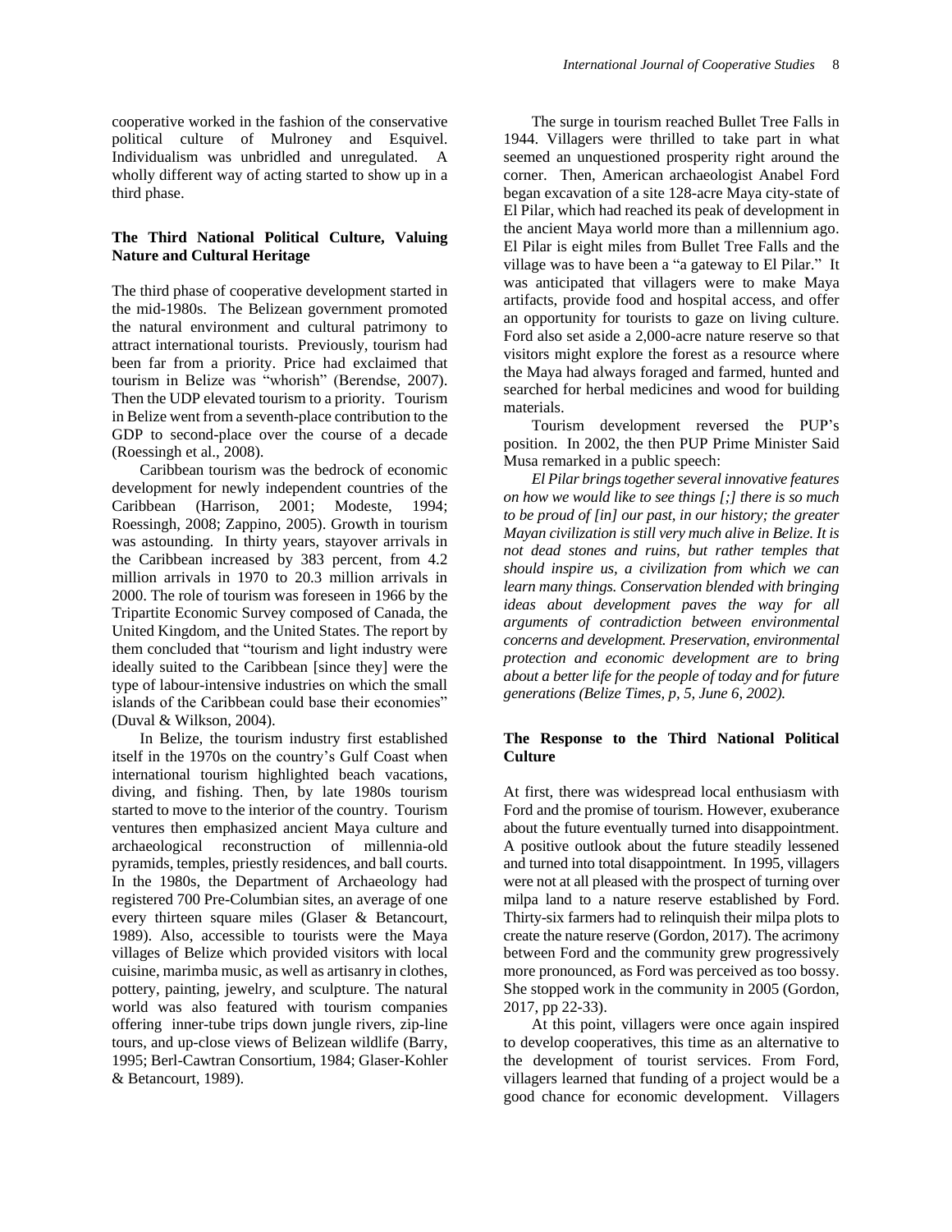cooperative worked in the fashion of the conservative political culture of Mulroney and Esquivel. Individualism was unbridled and unregulated. A wholly different way of acting started to show up in a third phase.

## The Third National Political Culture, Valuing Nature and Cultural Heritage

The third phase of cooperative development started in the mid-1980s. The Belizean government promoted the natural environment and cultural patrimony to attract international tourists. Previously, tourism had been far from a priority. Price had exclaimed that tourism in Belize was "whorish" (Berendse, 2007). Then the UDP elevated tourism to a priority. Tourism in Belize went from a seventh-place contribution to the GDP to second-place over the course of a decade (Roessingh et al., 2008).

Caribbean tourism was the bedrock of economic development for newly independent countries of the Caribbean (Harrison, 2001; Modeste, 1994; Roessingh, 2008; Zappino, 2005). Growth in tourism was astounding. In thirty years, stayover arrivals in the Caribbean increased by 383 percent, from 4.2 million arrivals in 1970 to 20.3 million arrivals in 2000. The role of tourism was foreseen in 1966 by the Tripartite Economic Survey composed of Canada, the United Kingdom, and the United States. The report by them concluded that "tourism and light industry were ideally suited to the Caribbean [since they] were the type of labour-intensive industries on which the small islands of the Caribbean could base their economies" (Duval & Wilkson, 2004).

In Belize, the tourism industry first established itself in the 1970s on the country's Gulf Coast when international tourism highlighted beach vacations, diving, and fishing. Then, by late 1980s tourism started to move to the interior of the country. Tourism ventures then emphasized ancient Maya culture and archaeological reconstruction of millennia-old pyramids, temples, priestly residences, and ball courts. In the 1980s, the Department of Archaeology had registered 700 Pre-Columbian sites, an average of one every thirteen square miles (Glaser & Betancourt, 1989). Also, accessible to tourists were the Maya villages of Belize which provided visitors with local cuisine, marimba music, as well as artisanry in clothes, pottery, painting, jewelry, and sculpture. The natural world was also featured with tourism companies offering inner-tube trips down jungle rivers, zip-line tours, and up-close views of Belizean wildlife (Barry, 1995; Berl-Cawtran Consortium, 1984; Glaser-Kohler & Betancourt, 1989).

The surge in tourism reached Bullet Tree Falls in 1944. Villagers were thrilled to take part in what seemed an unquestioned prosperity right around the corner. Then, American archaeologist Anabel Ford began excavation of a site 128-acre Maya city-state of El Pilar, which had reached its peak of development in the ancient Maya world more than a millennium ago. El Pilar is eight miles from Bullet Tree Falls and the village was to have been a "a gateway to El Pilar." It was anticipated that villagers were to make Maya artifacts, provide food and hospital access, and offer an opportunity for tourists to gaze on living culture. Ford also set aside a 2,000-acre nature reserve so that visitors might explore the forest as a resource where the Maya had always foraged and farmed, hunted and searched for herbal medicines and wood for building materials.

Tourism development reversed the PUP's position. In 2002, the then PUP Prime Minister Said Musa remarked in a public speech:

*El Pilar brings together several innovative features on how we would like to see things [;] there is so much to be proud of [in] our past, in our history; the greater Mayan civilization is still very much alive in Belize. It is not dead stones and ruins, but rather temples that should inspire us, a civilization from which we can learn many things. Conservation blended with bringing ideas about development paves the way for all arguments of contradiction between environmental concerns and development. Preservation, environmental protection and economic development are to bring about a better life for the people of today and for future generations (Belize Times, p, 5, June 6, 2002).*

## The Response to the Third National Political Culture

At first, there was widespread local enthusiasm with Ford and the promise of tourism. However, exuberance about the future eventually turned into disappointment. A positive outlook about the future steadily lessened and turned into total disappointment. In 1995, villagers were not at all pleased with the prospect of turning over milpa land to a nature reserve established by Ford. Thirty-six farmers had to relinquish their milpa plots to create the nature reserve (Gordon, 2017). The acrimony between Ford and the community grew progressively more pronounced, as Ford was perceived as too bossy. She stopped work in the community in 2005 (Gordon, 2017, pp 22-33).

At this point, villagers were once again inspired to develop cooperatives, this time as an alternative to the development of tourist services. From Ford, villagers learned that funding of a project would be a good chance for economic development. Villagers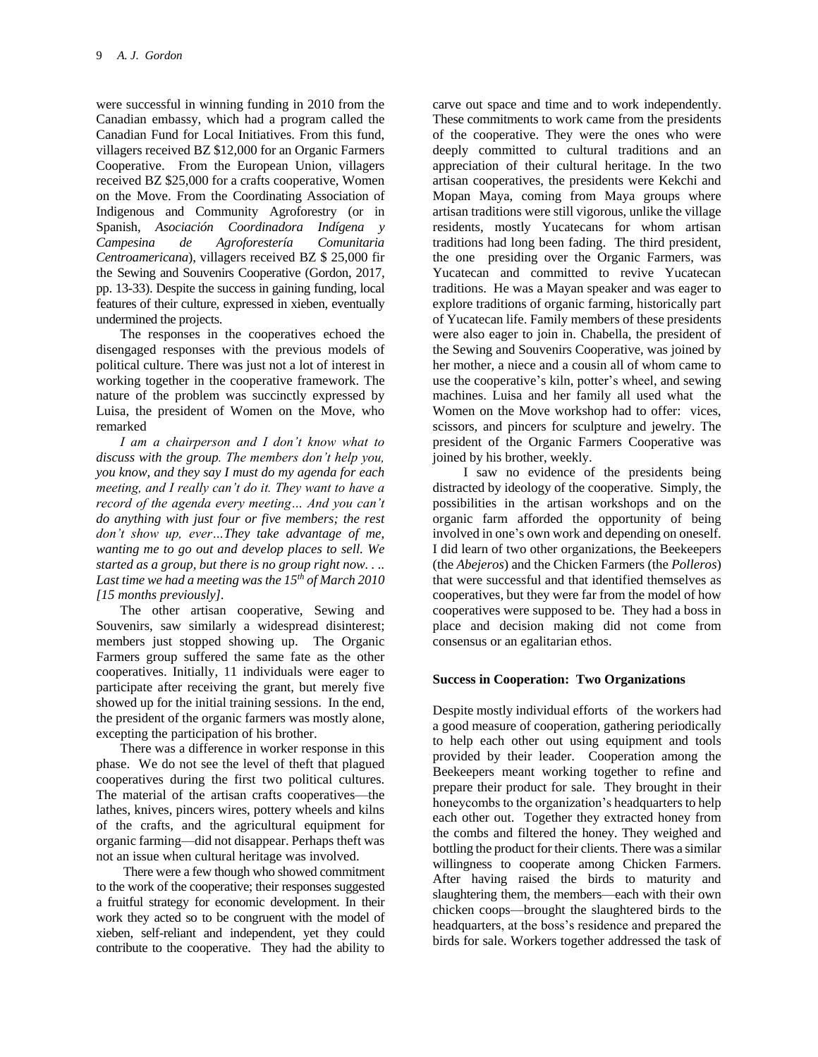were successful in winning funding in 2010 from the Canadian embassy, which had a program called the Canadian Fund for Local Initiatives. From this fund, villagers received BZ $12,000 for an Organic Farmers Cooperative. From the European Union, villagers received BZ $25,000 for a crafts cooperative, Women on the Move. From the Coordinating Association of Indigenous and Community Agroforestry (or in Spanish, *Asociación Coordinadora Indígena y Campesina de Agroforestería Comunitaria Centroamericana*), villagers received BZ $ 25,000 fir the Sewing and Souvenirs Cooperative (Gordon, 2017, pp. 13-33). Despite the success in gaining funding, local features of their culture, expressed in xieben, eventually undermined the projects.

The responses in the cooperatives echoed the disengaged responses with the previous models of political culture. There was just not a lot of interest in working together in the cooperative framework. The nature of the problem was succinctly expressed by Luisa, the president of Women on the Move, who remarked

*I am a chairperson and I don't know what to discuss with the group. The members don't help you, you know, and they say I must do my agenda for each meeting, and I really can't do it. They want to have a record of the agenda every meeting… And you can't do anything with just four or five members; the rest don't show up, ever…They take advantage of me, wanting me to go out and develop places to sell. We started as a group, but there is no group right now. . .. Last time we had a meeting was the 15th of March 2010 [15 months previously].*

The other artisan cooperative, Sewing and Souvenirs, saw similarly a widespread disinterest; members just stopped showing up. The Organic Farmers group suffered the same fate as the other cooperatives. Initially, 11 individuals were eager to participate after receiving the grant, but merely five showed up for the initial training sessions. In the end, the president of the organic farmers was mostly alone, excepting the participation of his brother.

There was a difference in worker response in this phase. We do not see the level of theft that plagued cooperatives during the first two political cultures. The material of the artisan crafts cooperatives—the lathes, knives, pincers wires, pottery wheels and kilns of the crafts, and the agricultural equipment for organic farming—did not disappear. Perhaps theft was not an issue when cultural heritage was involved.

There were a few though who showed commitment to the work of the cooperative; their responses suggested a fruitful strategy for economic development. In their work they acted so to be congruent with the model of xieben, self-reliant and independent, yet they could contribute to the cooperative. They had the ability to carve out space and time and to work independently. These commitments to work came from the presidents of the cooperative. They were the ones who were deeply committed to cultural traditions and an appreciation of their cultural heritage. In the two artisan cooperatives, the presidents were Kekchi and Mopan Maya, coming from Maya groups where artisan traditions were still vigorous, unlike the village residents, mostly Yucatecans for whom artisan traditions had long been fading. The third president, the one presiding over the Organic Farmers, was Yucatecan and committed to revive Yucatecan traditions. He was a Mayan speaker and was eager to explore traditions of organic farming, historically part of Yucatecan life. Family members of these presidents were also eager to join in. Chabella, the president of the Sewing and Souvenirs Cooperative, was joined by her mother, a niece and a cousin all of whom came to use the cooperative's kiln, potter's wheel, and sewing machines. Luisa and her family all used what the Women on the Move workshop had to offer: vices, scissors, and pincers for sculpture and jewelry. The president of the Organic Farmers Cooperative was joined by his brother, weekly.

I saw no evidence of the presidents being distracted by ideology of the cooperative. Simply, the possibilities in the artisan workshops and on the organic farm afforded the opportunity of being involved in one's own work and depending on oneself. I did learn of two other organizations, the Beekeepers (the *Abejeros*) and the Chicken Farmers (the *Polleros*) that were successful and that identified themselves as cooperatives, but they were far from the model of how cooperatives were supposed to be. They had a boss in place and decision making did not come from consensus or an egalitarian ethos.

## Success in Cooperation: Two Organizations

Despite mostly individual efforts of the workers had a good measure of cooperation, gathering periodically to help each other out using equipment and tools provided by their leader. Cooperation among the Beekeepers meant working together to refine and prepare their product for sale. They brought in their honeycombs to the organization's headquarters to help each other out. Together they extracted honey from the combs and filtered the honey. They weighed and bottling the product for their clients. There was a similar willingness to cooperate among Chicken Farmers. After having raised the birds to maturity and slaughtering them, the members—each with their own chicken coops—brought the slaughtered birds to the headquarters, at the boss's residence and prepared the birds for sale. Workers together addressed the task of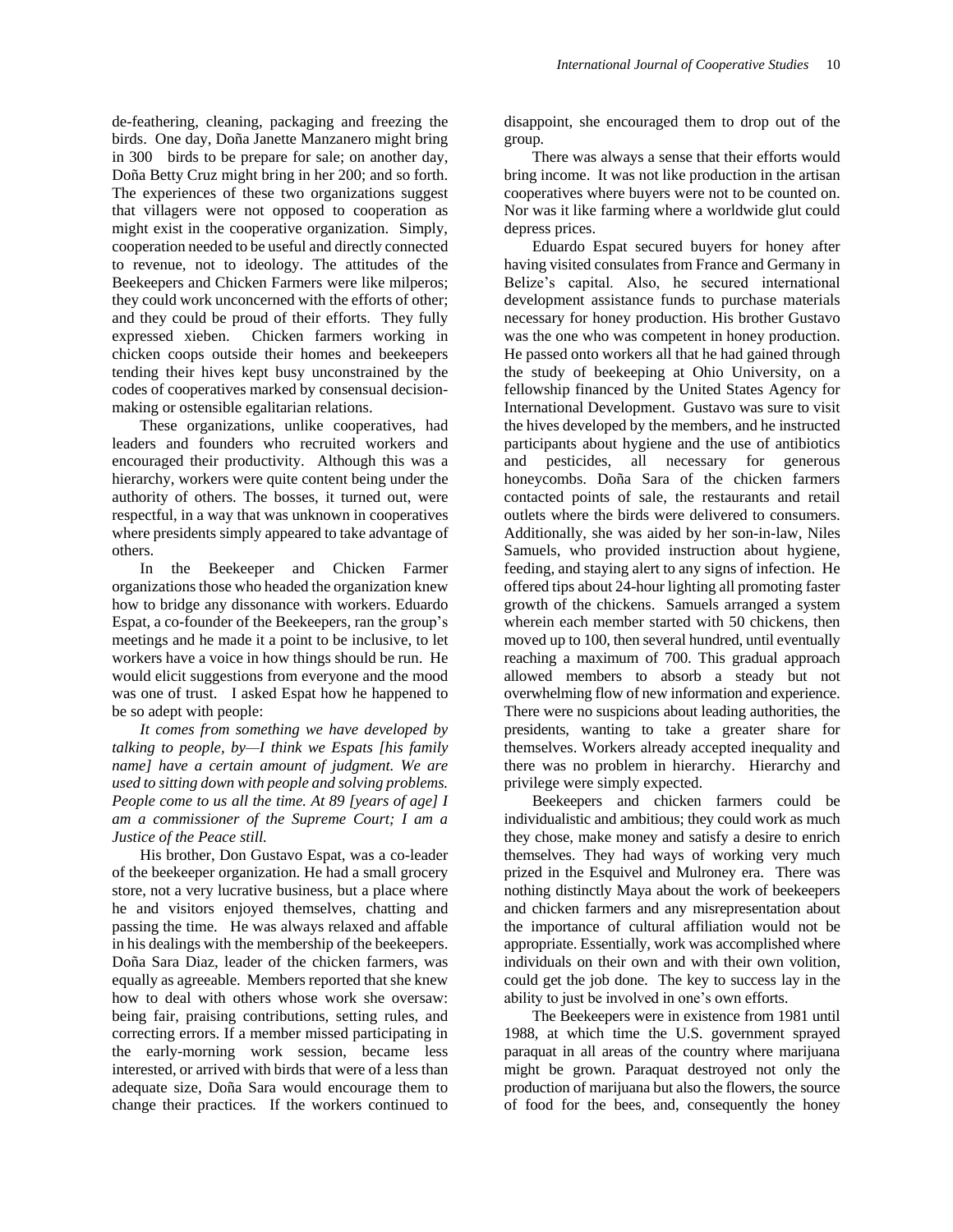de-feathering, cleaning, packaging and freezing the birds. One day, Doña Janette Manzanero might bring in 300 birds to be prepare for sale; on another day, Doña Betty Cruz might bring in her 200; and so forth. The experiences of these two organizations suggest that villagers were not opposed to cooperation as might exist in the cooperative organization. Simply, cooperation needed to be useful and directly connected to revenue, not to ideology. The attitudes of the Beekeepers and Chicken Farmers were like milperos; they could work unconcerned with the efforts of other; and they could be proud of their efforts. They fully expressed xieben. Chicken farmers working in chicken coops outside their homes and beekeepers tending their hives kept busy unconstrained by the codes of cooperatives marked by consensual decision-making or ostensible egalitarian relations.

These organizations, unlike cooperatives, had leaders and founders who recruited workers and encouraged their productivity. Although this was a hierarchy, workers were quite content being under the authority of others. The bosses, it turned out, were respectful, in a way that was unknown in cooperatives where presidents simply appeared to take advantage of others.

In the Beekeeper and Chicken Farmer organizations those who headed the organization knew how to bridge any dissonance with workers. Eduardo Espat, a co-founder of the Beekeepers, ran the group's meetings and he made it a point to be inclusive, to let workers have a voice in how things should be run. He would elicit suggestions from everyone and the mood was one of trust. I asked Espat how he happened to be so adept with people:

*It comes from something we have developed by talking to people, by—I think we Espats [his family name] have a certain amount of judgment. We are used to sitting down with people and solving problems. People come to us all the time. At 89 [years of age] I am a commissioner of the Supreme Court; I am a Justice of the Peace still.*

His brother, Don Gustavo Espat, was a co-leader of the beekeeper organization. He had a small grocery store, not a very lucrative business, but a place where he and visitors enjoyed themselves, chatting and passing the time. He was always relaxed and affable in his dealings with the membership of the beekeepers. Doña Sara Diaz, leader of the chicken farmers, was equally as agreeable. Members reported that she knew how to deal with others whose work she oversaw: being fair, praising contributions, setting rules, and correcting errors. If a member missed participating in the early-morning work session, became less interested, or arrived with birds that were of a less than adequate size, Doña Sara would encourage them to change their practices. If the workers continued to disappoint, she encouraged them to drop out of the group.

There was always a sense that their efforts would bring income. It was not like production in the artisan cooperatives where buyers were not to be counted on. Nor was it like farming where a worldwide glut could depress prices.

Eduardo Espat secured buyers for honey after having visited consulates from France and Germany in Belize's capital. Also, he secured international development assistance funds to purchase materials necessary for honey production. His brother Gustavo was the one who was competent in honey production. He passed onto workers all that he had gained through the study of beekeeping at Ohio University, on a fellowship financed by the United States Agency for International Development. Gustavo was sure to visit the hives developed by the members, and he instructed participants about hygiene and the use of antibiotics and pesticides, all necessary for generous honeycombs. Doña Sara of the chicken farmers contacted points of sale, the restaurants and retail outlets where the birds were delivered to consumers. Additionally, she was aided by her son-in-law, Niles Samuels, who provided instruction about hygiene, feeding, and staying alert to any signs of infection. He offered tips about 24-hour lighting all promoting faster growth of the chickens. Samuels arranged a system wherein each member started with 50 chickens, then moved up to 100, then several hundred, until eventually reaching a maximum of 700. This gradual approach allowed members to absorb a steady but not overwhelming flow of new information and experience. There were no suspicions about leading authorities, the presidents, wanting to take a greater share for themselves. Workers already accepted inequality and there was no problem in hierarchy. Hierarchy and privilege were simply expected.

Beekeepers and chicken farmers could be individualistic and ambitious; they could work as much they chose, make money and satisfy a desire to enrich themselves. They had ways of working very much prized in the Esquivel and Mulroney era. There was nothing distinctly Maya about the work of beekeepers and chicken farmers and any misrepresentation about the importance of cultural affiliation would not be appropriate. Essentially, work was accomplished where individuals on their own and with their own volition, could get the job done. The key to success lay in the ability to just be involved in one's own efforts.

The Beekeepers were in existence from 1981 until 1988, at which time the U.S. government sprayed paraquat in all areas of the country where marijuana might be grown. Paraquat destroyed not only the production of marijuana but also the flowers, the source of food for the bees, and, consequently the honey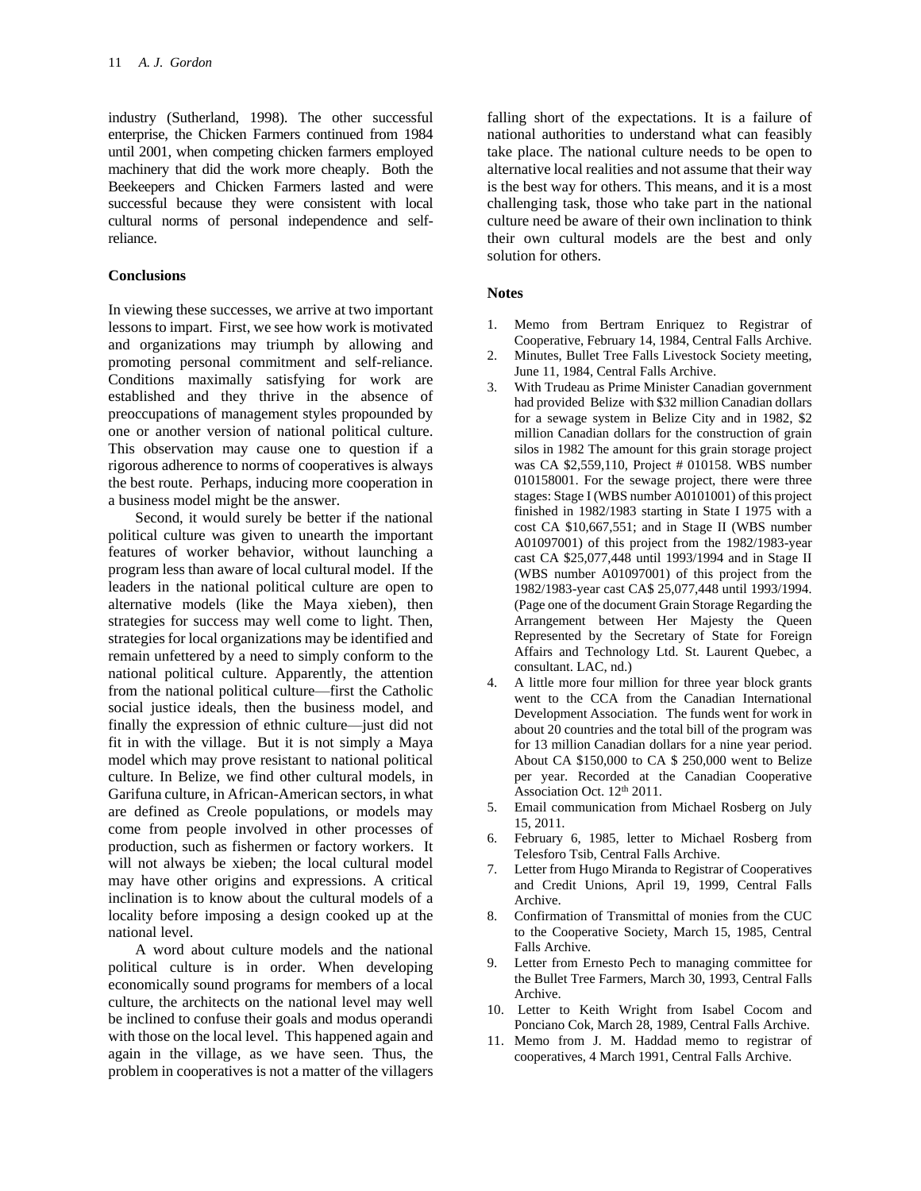industry (Sutherland, 1998). The other successful enterprise, the Chicken Farmers continued from 1984 until 2001, when competing chicken farmers employed machinery that did the work more cheaply. Both the Beekeepers and Chicken Farmers lasted and were successful because they were consistent with local cultural norms of personal independence and self-reliance.

## Conclusions

In viewing these successes, we arrive at two important lessons to impart. First, we see how work is motivated and organizations may triumph by allowing and promoting personal commitment and self-reliance. Conditions maximally satisfying for work are established and they thrive in the absence of preoccupations of management styles propounded by one or another version of national political culture. This observation may cause one to question if a rigorous adherence to norms of cooperatives is always the best route. Perhaps, inducing more cooperation in a business model might be the answer.

Second, it would surely be better if the national political culture was given to unearth the important features of worker behavior, without launching a program less than aware of local cultural model. If the leaders in the national political culture are open to alternative models (like the Maya xieben), then strategies for success may well come to light. Then, strategies for local organizations may be identified and remain unfettered by a need to simply conform to the national political culture. Apparently, the attention from the national political culture—first the Catholic social justice ideals, then the business model, and finally the expression of ethnic culture—just did not fit in with the village. But it is not simply a Maya model which may prove resistant to national political culture. In Belize, we find other cultural models, in Garifuna culture, in African-American sectors, in what are defined as Creole populations, or models may come from people involved in other processes of production, such as fishermen or factory workers. It will not always be xieben; the local cultural model may have other origins and expressions. A critical inclination is to know about the cultural models of a locality before imposing a design cooked up at the national level.

A word about culture models and the national political culture is in order. When developing economically sound programs for members of a local culture, the architects on the national level may well be inclined to confuse their goals and modus operandi with those on the local level. This happened again and again in the village, as we have seen. Thus, the problem in cooperatives is not a matter of the villagers falling short of the expectations. It is a failure of national authorities to understand what can feasibly take place. The national culture needs to be open to alternative local realities and not assume that their way is the best way for others. This means, and it is a most challenging task, those who take part in the national culture need be aware of their own inclination to think their own cultural models are the best and only solution for others.

## Notes

1. Memo from Bertram Enriquez to Registrar of Cooperative, February 14, 1984, Central Falls Archive.
2. Minutes, Bullet Tree Falls Livestock Society meeting, June 11, 1984, Central Falls Archive.
3. With Trudeau as Prime Minister Canadian government had provided Belize with $32 million Canadian dollars for a sewage system in Belize City and in 1982, $2 million Canadian dollars for the construction of grain silos in 1982 The amount for this grain storage project was CA $2,559,110, Project # 010158. WBS number 010158001. For the sewage project, there were three stages: Stage I (WBS number A0101001) of this project finished in 1982/1983 starting in State I 1975 with a cost CA $10,667,551; and in Stage II (WBS number A01097001) of this project from the 1982/1983-year cast CA $25,077,448 until 1993/1994 and in Stage II (WBS number A01097001) of this project from the 1982/1983-year cast CA$ 25,077,448 until 1993/1994. (Page one of the document Grain Storage Regarding the Arrangement between Her Majesty the Queen Represented by the Secretary of State for Foreign Affairs and Technology Ltd. St. Laurent Quebec, a consultant. LAC, nd.)
4. A little more four million for three year block grants went to the CCA from the Canadian International Development Association. The funds went for work in about 20 countries and the total bill of the program was for 13 million Canadian dollars for a nine year period. About CA $150,000 to CA $ 250,000 went to Belize per year. Recorded at the Canadian Cooperative Association Oct. 12th 2011.
5. Email communication from Michael Rosberg on July 15, 2011.
6. February 6, 1985, letter to Michael Rosberg from Telesforo Tsib, Central Falls Archive.
7. Letter from Hugo Miranda to Registrar of Cooperatives and Credit Unions, April 19, 1999, Central Falls Archive.
8. Confirmation of Transmittal of monies from the CUC to the Cooperative Society, March 15, 1985, Central Falls Archive.
9. Letter from Ernesto Pech to managing committee for the Bullet Tree Farmers, March 30, 1993, Central Falls Archive.
10. Letter to Keith Wright from Isabel Cocom and Ponciano Cok, March 28, 1989, Central Falls Archive.
11. Memo from J. M. Haddad memo to registrar of cooperatives, 4 March 1991, Central Falls Archive.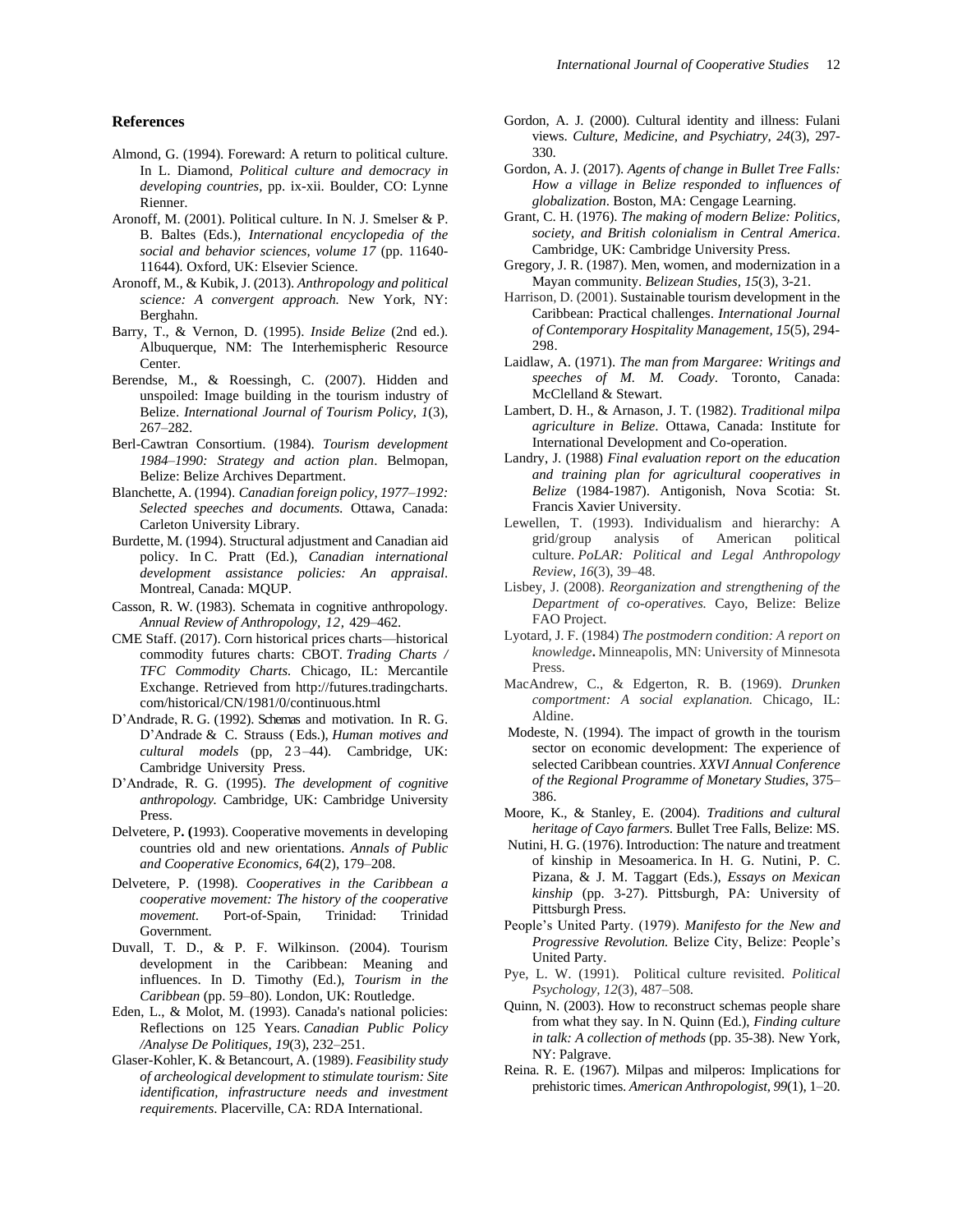## References

Almond, G. (1994). Foreward: A return to political culture. In L. Diamond, *Political culture and democracy in developing countries*, pp. ix-xii. Boulder, CO: Lynne Rienner.

Aronoff, M. (2001). Political culture. In N. J. Smelser & P. B. Baltes (Eds.), *International encyclopedia of the social and behavior sciences, volume 17* (pp. 11640-11644). Oxford, UK: Elsevier Science.

Aronoff, M., & Kubik, J. (2013). *Anthropology and political science: A convergent approach.* New York, NY: Berghahn.

Barry, T., & Vernon, D. (1995). *Inside Belize* (2nd ed.). Albuquerque, NM: The Interhemispheric Resource Center.

Berendse, M., & Roessingh, C. (2007). Hidden and unspoiled: Image building in the tourism industry of Belize. *International Journal of Tourism Policy*, *1*(3), 267–282.

Berl-Cawtran Consortium. (1984). *Tourism development 1984–1990: Strategy and action plan*. Belmopan, Belize: Belize Archives Department.

Blanchette, A. (1994). *Canadian foreign policy, 1977–1992: Selected speeches and documents.* Ottawa, Canada: Carleton University Library.

Burdette, M. (1994). Structural adjustment and Canadian aid policy. In C. Pratt (Ed.), *Canadian international development assistance policies: An appraisal*. Montreal, Canada: MQUP.

Casson, R. W. (1983). Schemata in cognitive anthropology. *Annual Review of Anthropology, 12*, 429–462.

CME Staff. (2017). Corn historical prices charts—historical commodity futures charts: CBOT. *Trading Charts / TFC Commodity Charts.* Chicago, IL: Mercantile Exchange. Retrieved from http://futures.tradingcharts.com/historical/CN/1981/0/continuous.html

D'Andrade, R. G. (1992). Schemas and motivation. In R. G. D'Andrade & C. Strauss (Eds.), *Human motives and cultural models* (pp, 23–44). Cambridge, UK: Cambridge University Press.

D'Andrade, R. G. (1995). *The development of cognitive anthropology.* Cambridge, UK: Cambridge University Press.

Delvetere, P**.** **(**1993). Cooperative movements in developing countries old and new orientations. *Annals of Public and Cooperative Economics, 64*(2), 179–208.

Delvetere, P. (1998). *Cooperatives in the Caribbean a cooperative movement: The history of the cooperative movement*. Port-of-Spain, Trinidad: Trinidad Government.

Duvall, T. D., & P. F. Wilkinson. (2004). Tourism development in the Caribbean: Meaning and influences. In D. Timothy (Ed.), *Tourism in the Caribbean* (pp. 59–80). London, UK: Routledge.

Eden, L., & Molot, M. (1993). Canada's national policies: Reflections on 125 Years. *Canadian Public Policy /Analyse De Politiques, 19*(3), 232–251.

Glaser-Kohler, K. & Betancourt, A. (1989). *Feasibility study of archeological development to stimulate tourism: Site identification, infrastructure needs and investment requirements*. Placerville, CA: RDA International.

Gordon, A. J. (2000). Cultural identity and illness: Fulani views. *Culture, Medicine, and Psychiatry, 24*(3), 297-330.

Gordon, A. J. (2017). *Agents of change in Bullet Tree Falls: How a village in Belize responded to influences of globalization*. Boston, MA: Cengage Learning.

Grant, C. H. (1976). *The making of modern Belize: Politics, society, and British colonialism in Central America*. Cambridge, UK: Cambridge University Press.

Gregory, J. R. (1987). Men, women, and modernization in a Mayan community. *Belizean Studies*, *15*(3), 3-21.

Harrison, D. (2001). Sustainable tourism development in the Caribbean: Practical challenges. *International Journal of Contemporary Hospitality Management, 15*(5), 294-298.

Laidlaw, A. (1971). *The man from Margaree: Writings and speeches of M. M. Coady*. Toronto, Canada: McClelland & Stewart.

Lambert, D. H., & Arnason, J. T. (1982). *Traditional milpa agriculture in Belize*. Ottawa, Canada: Institute for International Development and Co-operation.

Landry, J. (1988) *Final evaluation report on the education and training plan for agricultural cooperatives in Belize* (1984-1987). Antigonish, Nova Scotia: St. Francis Xavier University.

Lewellen, T. (1993). Individualism and hierarchy: A grid/group analysis of American political culture. *PoLAR: Political and Legal Anthropology Review*, *16*(3), 39–48.

Lisbey, J. (2008). *Reorganization and strengthening of the Department of co-operatives.* Cayo, Belize: Belize FAO Project.

Lyotard, J. F. (1984) *The postmodern condition: A report on knowledge***.** Minneapolis, MN: University of Minnesota Press.

MacAndrew, C., & Edgerton, R. B. (1969). *Drunken comportment: A social explanation.* Chicago, IL: Aldine.

Modeste, N. (1994). The impact of growth in the tourism sector on economic development: The experience of selected Caribbean countries. *XXVI Annual Conference of the Regional Programme of Monetary Studies*, 375–386.

Moore, K., & Stanley, E. (2004). *Traditions and cultural heritage of Cayo farmers.* Bullet Tree Falls, Belize: MS.

Nutini, H. G. (1976). Introduction: The nature and treatment of kinship in Mesoamerica. In H. G. Nutini, P. C. Pizana, & J. M. Taggart (Eds.), *Essays on Mexican kinship* (pp. 3-27). Pittsburgh, PA: University of Pittsburgh Press.

People's United Party. (1979). *Manifesto for the New and Progressive Revolution.* Belize City, Belize: People's United Party.

Pye, L. W. (1991). Political culture revisited. *Political Psychology, 12*(3), 487–508.

Quinn, N. (2003). How to reconstruct schemas people share from what they say. In N. Quinn (Ed.), *Finding culture in talk: A collection of methods* (pp. 35-38). New York, NY: Palgrave.

Reina. R. E. (1967). Milpas and milperos: Implications for prehistoric times. *American Anthropologist, 99*(1), 1–20.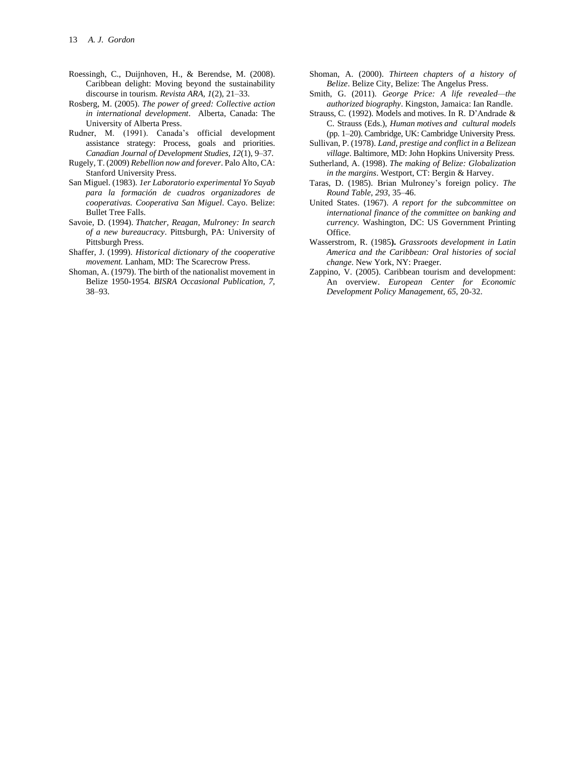Roessingh, C., Duijnhoven, H., & Berendse, M. (2008). Caribbean delight: Moving beyond the sustainability discourse in tourism. *Revista ARA, 1*(2), 21–33.

Rosberg, M. (2005). *The power of greed: Collective action in international development*. Alberta, Canada: The University of Alberta Press.

Rudner, M. (1991). Canada's official development assistance strategy: Process, goals and priorities. *Canadian Journal of Development Studies, 12*(1), 9–37.

Rugely, T. (2009) *Rebellion now and forever*. Palo Alto, CA: Stanford University Press.

San Miguel. (1983). *1er Laboratorio experimental Yo Sayab para la formación de cuadros organizadores de cooperativas. Cooperativa San Miguel*. Cayo. Belize: Bullet Tree Falls.

Savoie, D. (1994). *Thatcher, Reagan, Mulroney: In search of a new bureaucracy*. Pittsburgh, PA: University of Pittsburgh Press.

Shaffer, J. (1999). *Historical dictionary of the cooperative movement.* Lanham, MD: The Scarecrow Press.

Shoman, A. (1979). The birth of the nationalist movement in Belize 1950-1954. *BISRA Occasional Publication, 7,* 38–93.

Shoman, A. (2000). *Thirteen chapters of a history of Belize*. Belize City, Belize: The Angelus Press.

Smith, G. (2011). *George Price: A life revealed—the authorized biography*. Kingston, Jamaica: Ian Randle.

Strauss, C. (1992). Models and motives. In R. D'Andrade & C. Strauss (Eds.), *Human motives and cultural models* (pp. 1–20). Cambridge, UK: Cambridge University Press.

Sullivan, P. (1978). *Land, prestige and conflict in a Belizean village*. Baltimore, MD: John Hopkins University Press.

Sutherland, A. (1998). *The making of Belize: Globalization in the margins*. Westport, CT: Bergin & Harvey.

Taras, D. (1985). Brian Mulroney's foreign policy. *The Round Table, 293,* 35–46.

United States. (1967). *A report for the subcommittee on international finance of the committee on banking and currency.* Washington, DC: US Government Printing Office.

Wasserstrom, R. (1985**).** *Grassroots development in Latin America and the Caribbean: Oral histories of social change*. New York, NY: Praeger.

Zappino, V. (2005). Caribbean tourism and development: An overview. *European Center for Economic Development Policy Management, 65*, 20-32.